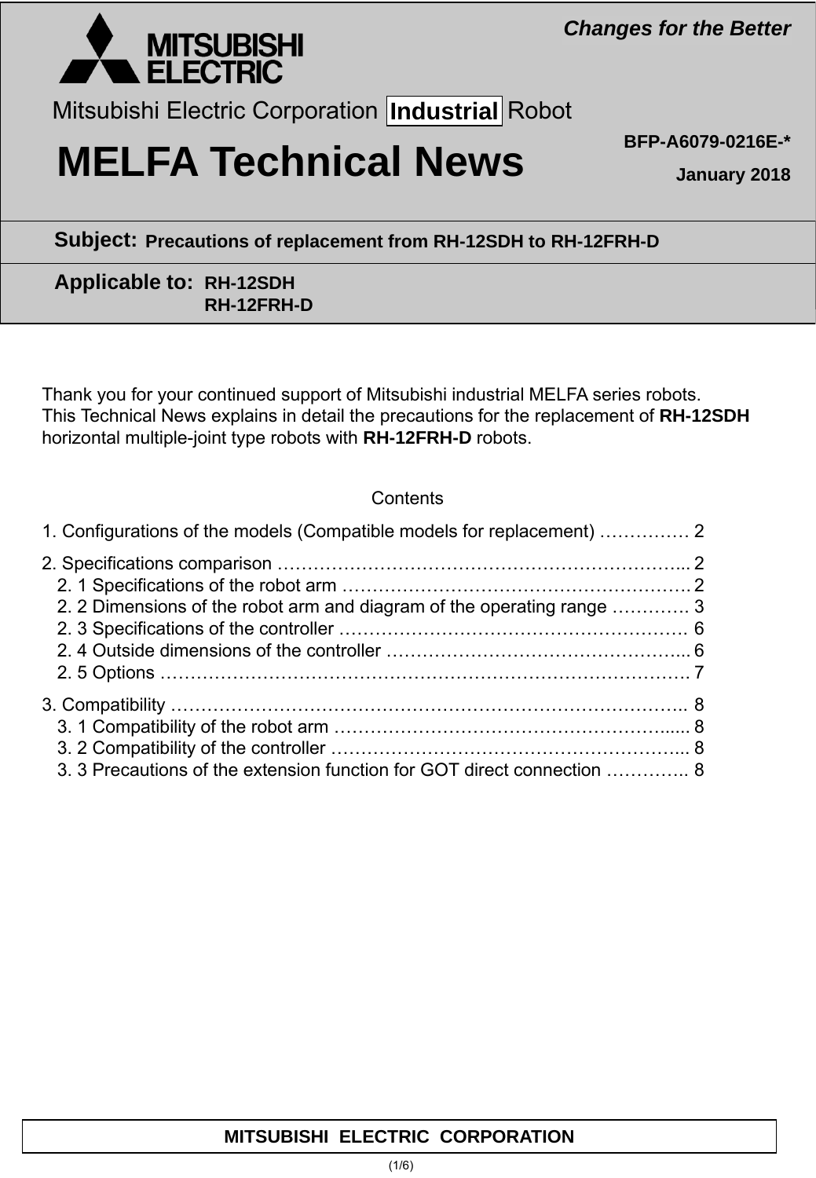Changes for the Better

MITSUBISHI ELECTRIC

Mitsubishi Electric Corporation Industrial Robot

# MELFA Technical News

BFP-A6079-0216E-*

January 2018

**Subject:** Precautions of replacement from RH-12SDH to RH-12FRH-D

**Applicable to:** RH-12SDH
RH-12FRH-D

Thank you for your continued support of Mitsubishi industrial MELFA series robots.
This Technical News explains in detail the precautions for the replacement of **RH-12SDH** horizontal multiple-joint type robots with **RH-12FRH-D** robots.

Contents

1. Configurations of the models (Compatible models for replacement) …………… 2
2. Specifications comparison ………………………………………………………….. 2
   2. 1 Specifications of the robot arm …………………………………………………. 2
   2. 2 Dimensions of the robot arm and diagram of the operating range …………. 3
   2. 3 Specifications of the controller …………………………………………………. 6
   2. 4 Outside dimensions of the controller …………………………………………... 6
   2. 5 Options ……………………………………………………………………………. 7
3. Compatibility ………………………………………………………………………….. 8
   3. 1 Compatibility of the robot arm ………………………………………………...... 8
   3. 2 Compatibility of the controller …………………………………………………... 8
   3. 3 Precautions of the extension function for GOT direct connection ………….. 8

MITSUBISHI ELECTRIC CORPORATION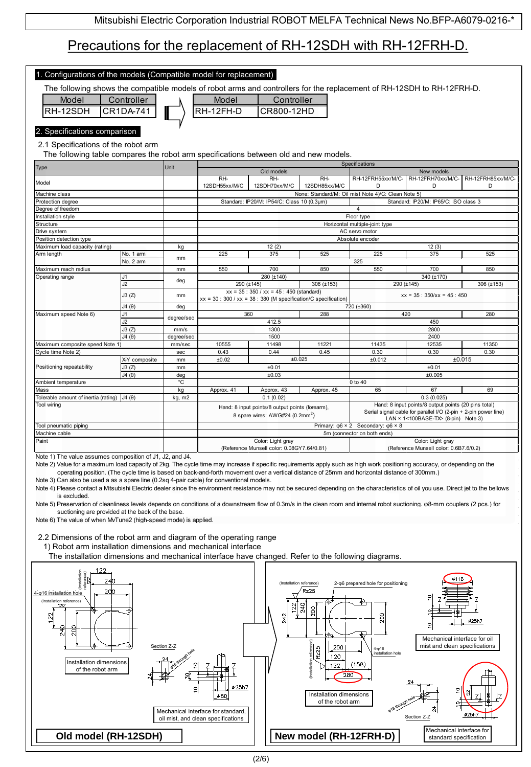# Precautions for the replacement of RH-12SDH with RH-12FRH-D.

## 1. Configurations of the models (Compatible model for replacement)

The following shows the compatible models of robot arms and controllers for the replacement of RH-12SDH to RH-12FRH-D.

| Model | Controller |
|---|---|
| RH-12SDH | CR1DA-741 |

⇒

| Model | Controller |
|---|---|
| RH-12FH-D | CR800-12HD |

## 2. Specifications comparison

### 2.1 Specifications of the robot arm

The following table compares the robot arm specifications between old and new models.

| Type | | Unit | Specifications | | | | | |
|---|---|---|---|---|---|---|---|---|
| | | | Old models | | | New models | | |
| Model | | | RH-12SDH55xx/M/C | RH-12SDH70xx/M/C | RH-12SDH85xx/M/C | RH-12FRH55xx/M/C-D | RH-12FRH70xx/M/C-D | RH-12FRH85xx/M/C-D |
| Machine class | | | None: Standard/M: Oil mist Note 4)/C: Clean Note 5) | | | | | |
| Protection degree | | | Standard: IP20/M: IP54/C: Class 10 (0.3µm) | | | Standard: IP20/M: IP65/C: ISO class 3 | | |
| Degree of freedom | | | 4 | | | | | |
| Installation style | | | Floor type | | | | | |
| Structure | | | Horizontal multiple-joint type | | | | | |
| Drive system | | | AC servo motor | | | | | |
| Position detection type | | | Absolute encoder | | | | | |
| Maximum load capacity (rating) | | kg | 12 (2) | | | 12 (3) | | |
| Arm length | No. 1 arm | mm | 225 | 375 | 525 | 225 | 375 | 525 |
| | No. 2 arm | mm | 325 | | | | | |
| Maximum reach radius | | mm | 550 | 700 | 850 | 550 | 700 | 850 |
| Operating range | J1 | deg | 280 (±140) | | | 340 (±170) | | |
| | J2 | deg | 290 (±145) | | 306 (±153) | 290 (±145) | | 306 (±153) |
| | J3 (Z) | mm | xx = 35 : 350 / xx = 45 : 450 (standard) xx = 30 : 300 / xx = 38 : 380 (M specification/C specification) | | | xx = 35 : 350/xx = 45 : 450 | | |
| | J4 (θ) | deg | 720 (±360) | | | | | |
| Maximum speed Note 6) | J1 | degree/sec | 360 | | 288 | 420 | | 280 |
| | J2 | degree/sec | 412.5 | | | 450 | | |
| | J3 (Z) | mm/s | 1300 | | | 2800 | | |
| | J4 (θ) | degree/sec | 1500 | | | 2400 | | |
| Maximum composite speed Note 1) | | mm/sec | 10555 | 11498 | 11221 | 11435 | 12535 | 11350 |
| Cycle time Note 2) | | sec | 0.43 | 0.44 | 0.45 | 0.30 | 0.30 | 0.30 |
| Positioning repeatability | X-Y composite | mm | ±0.02 | ±0.025 | | ±0.012 | ±0.015 | |
| | J3 (Z) | mm | ±0.01 | | | ±0.01 | | |
| | J4 (θ) | deg | ±0.03 | | | ±0.005 | | |
| Ambient temperature | | °C | 0 to 40 | | | | | |
| Mass | | kg | Approx. 41 | Approx. 43 | Approx. 45 | 65 | 67 | 69 |
| Tolerable amount of inertia (rating) | J4 (θ) | kg, m2 | 0.1 (0.02) | | | 0.3 (0.025) | | |
| Tool wiring | | | Hand: 8 input points/8 output points (forearm), 8 spare wires: AWG#24 (0.2mm$^2$) | | | Hand: 8 input points/8 output points (20 pins total) Serial signal cable for parallel I/O (2-pin + 2-pin power line) LAN × 1<100BASE-TX> (8-pin) Note 3) | | |
| Tool pneumatic piping | | | Primary: φ6 × 2 Secondary: φ6 × 8 | | | | | |
| Machine cable | | | 5m (connector on both ends) | | | | | |
| Paint | | | Color: Light gray (Reference Munsell color: 0.08GY7.64/0.81) | | | Color: Light gray (Reference Munsell color: 0.6B7.6/0.2) | | |

Note 1) The value assumes composition of J1, J2, and J4.

Note 2) Value for a maximum load capacity of 2kg. The cycle time may increase if specific requirements apply such as high work positioning accuracy, or depending on the operating position. (The cycle time is based on back-and-forth movement over a vertical distance of 25mm and horizontal distance of 300mm.)

Note 3) Can also be used a as a spare line (0.2sq 4-pair cable) for conventional models.

Note 4) Please contact a Mitsubishi Electric dealer since the environment resistance may not be secured depending on the characteristics of oil you use. Direct jet to the bellows is excluded.

Note 5) Preservation of cleanliness levels depends on conditions of a downstream flow of 0.3m/s in the clean room and internal robot suctioning. φ8-mm couplers (2 pcs.) for suctioning are provided at the back of the base.

Note 6) The value of when MvTune2 (high-speed mode) is applied.

### 2.2 Dimensions of the robot arm and diagram of the operating range

1) Robot arm installation dimensions and mechanical interface

The installation dimensions and mechanical interface have changed. Refer to the following diagrams.

**Old model (RH-12SDH)**

Installation dimensions of the robot arm

Mechanical interface for standard, oil mist, and clean specifications

**New model (RH-12FRH-D)**

Installation dimensions of the robot arm

Mechanical interface for oil mist and clean specifications

Mechanical interface for standard specification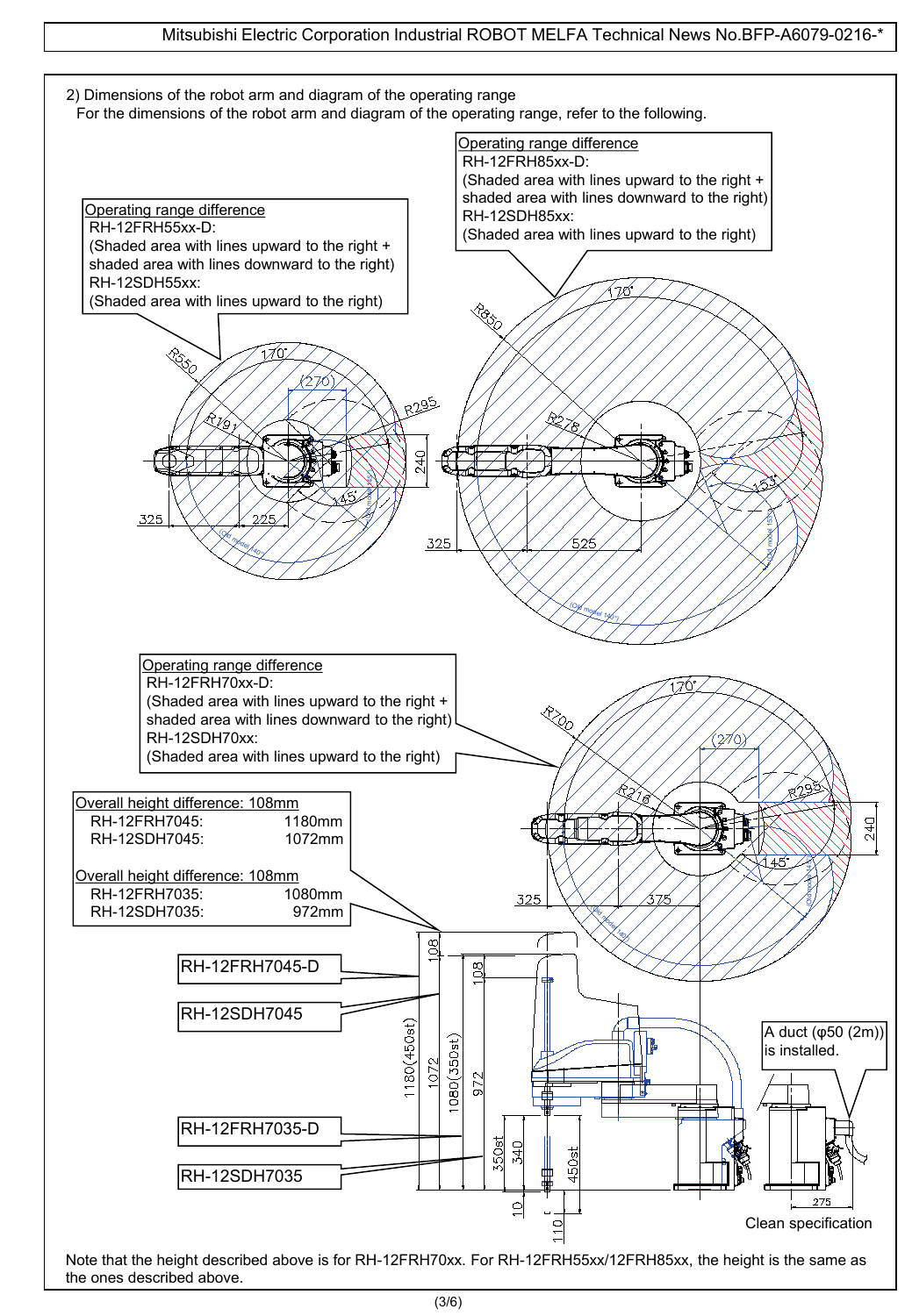2) Dimensions of the robot arm and diagram of the operating range

For the dimensions of the robot arm and diagram of the operating range, refer to the following.

Operating range difference
RH-12FRH55xx-D:
(Shaded area with lines upward to the right + shaded area with lines downward to the right)
RH-12SDH55xx:
(Shaded area with lines upward to the right)

Operating range difference
RH-12FRH85xx-D:
(Shaded area with lines upward to the right + shaded area with lines downward to the right)
RH-12SDH85xx:
(Shaded area with lines upward to the right)

R550, 170°, (270), R191, R295, 240, 145°, 325, 225

R850, 170°, R276, 153°, 325, 525

Operating range difference
RH-12FRH70xx-D:
(Shaded area with lines upward to the right + shaded area with lines downward to the right)
RH-12SDH70xx:
(Shaded area with lines upward to the right)

R700, 170°, (270), R216, R295, 240, 145°, 325, 375

Overall height difference: 108mm

| | |
|---|---|
| RH-12FRH7045: | 1180mm |
| RH-12SDH7045: | 1072mm |

Overall height difference: 108mm

| | |
|---|---|
| RH-12FRH7035: | 1080mm |
| RH-12SDH7035: | 972mm |

RH-12FRH7045-D

RH-12SDH7045

RH-12FRH7035-D

RH-12SDH7035

108, 108, 1180(450st), 1072, 1080(350st), 972, 350st, 340, 450st, 10, 110

A duct (φ50 (2m)) is installed.

275

Clean specification

Note that the height described above is for RH-12FRH70xx. For RH-12FRH55xx/12FRH85xx, the height is the same as the ones described above.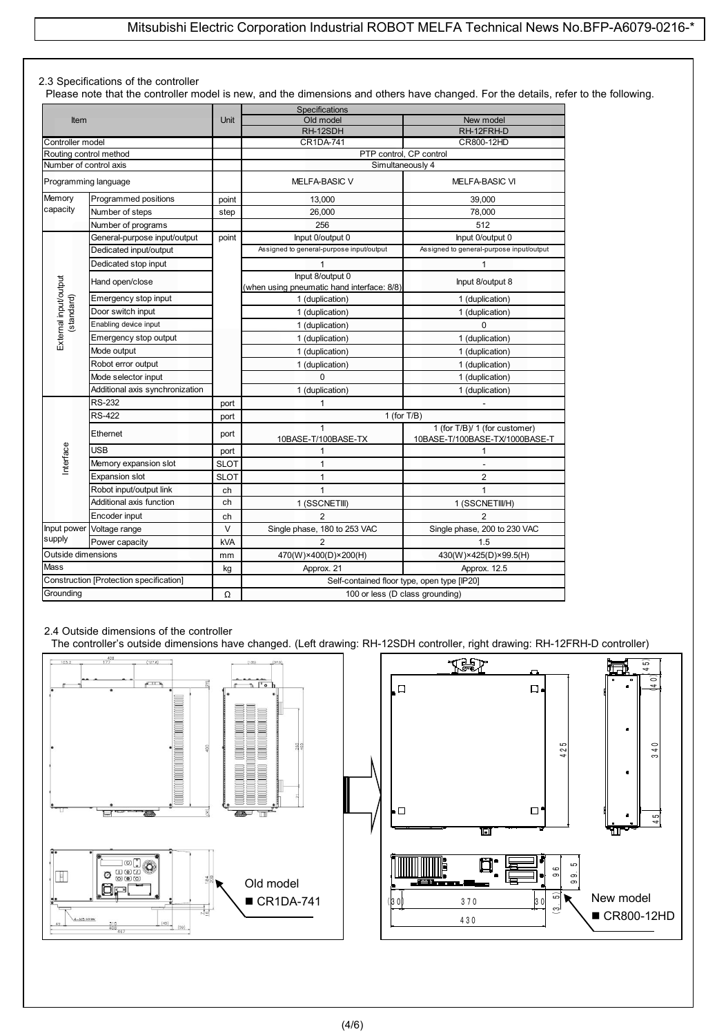### 2.3 Specifications of the controller

Please note that the controller model is new, and the dimensions and others have changed. For the details, refer to the following.

| Item | | Unit | Specifications | |
|---|---|---|---|---|
| | | | Old model | New model |
| | | | RH-12SDH | RH-12FRH-D |
| Controller model | | | CR1DA-741 | CR800-12HD |
| Routing control method | | | PTP control, CP control | |
| Number of control axis | | | Simultaneously 4 | |
| Programming language | | | MELFA-BASIC V | MELFA-BASIC VI |
| Memory capacity | Programmed positions | point | 13,000 | 39,000 |
| | Number of steps | step | 26,000 | 78,000 |
| | Number of programs | | 256 | 512 |
| External input/output (standard) | General-purpose input/output | point | Input 0/output 0 | Input 0/output 0 |
| | Dedicated input/output | | Assigned to general-purpose input/output | Assigned to general-purpose input/output |
| | Dedicated stop input | | 1 | 1 |
| | Hand open/close | | Input 8/output 0 (when using pneumatic hand interface: 8/8) | Input 8/output 8 |
| | Emergency stop input | | 1 (duplication) | 1 (duplication) |
| | Door switch input | | 1 (duplication) | 1 (duplication) |
| | Enabling device input | | 1 (duplication) | 0 |
| | Emergency stop output | | 1 (duplication) | 1 (duplication) |
| | Mode output | | 1 (duplication) | 1 (duplication) |
| | Robot error output | | 1 (duplication) | 1 (duplication) |
| | Mode selector input | | 0 | 1 (duplication) |
| | Additional axis synchronization | | 1 (duplication) | 1 (duplication) |
| Interface | RS-232 | port | 1 | - |
| | RS-422 | port | 1 (for T/B) | |
| | Ethernet | port | 1 10BASE-T/100BASE-TX | 1 (for T/B)/ 1 (for customer) 10BASE-T/100BASE-TX/1000BASE-T |
| | USB | port | 1 | 1 |
| | Memory expansion slot | SLOT | 1 | - |
| | Expansion slot | SLOT | 1 | 2 |
| | Robot input/output link | ch | 1 | 1 |
| | Additional axis function | ch | 1 (SSCNETIII) | 1 (SSCNETIII/H) |
| | Encoder input | ch | 2 | 2 |
| Input power supply | Voltage range | V | Single phase, 180 to 253 VAC | Single phase, 200 to 230 VAC |
| | Power capacity | kVA | 2 | 1.5 |
| Outside dimensions | | mm | 470(W)×400(D)×200(H) | 430(W)×425(D)×99.5(H) |
| Mass | | kg | Approx. 21 | Approx. 12.5 |
| Construction [Protection specification] | | | Self-contained floor type, open type [IP20] | |
| Grounding | | Ω | 100 or less (D class grounding) | |

### 2.4 Outside dimensions of the controller

The controller's outside dimensions have changed. (Left drawing: RH-12SDH controller, right drawing: RH-12FRH-D controller)

Old model
■ CR1DA-741

New model
■ CR800-12HD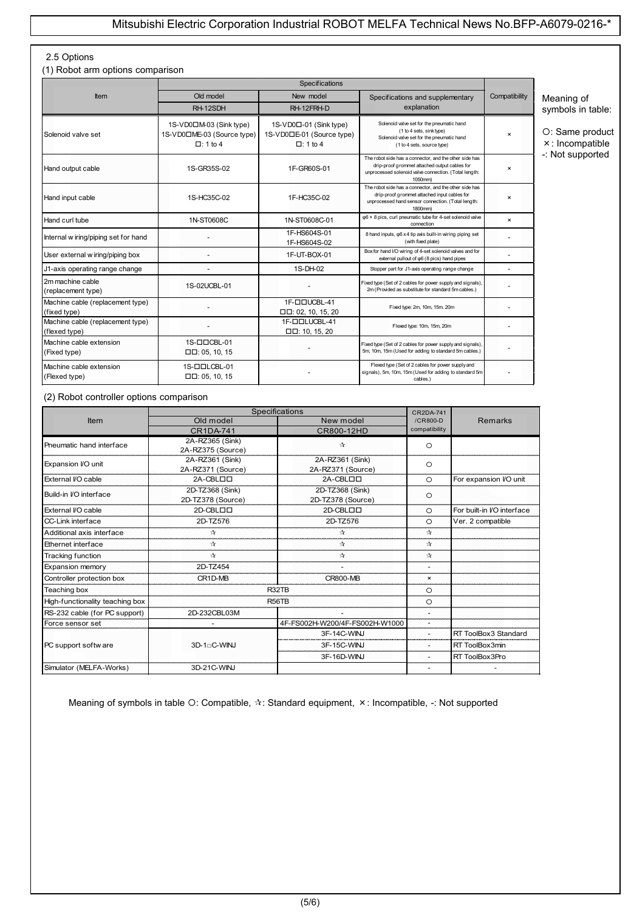## 2.5 Options

### (1) Robot arm options comparison

| Item | Specifications | | | Compatibility |
|---|---|---|---|---|
| | Old model | New model | Specifications and supplementary explanation | |
| | RH-12SDH | RH-12FRH-D | | |
| Solenoid valve set | 1S-VD0□M-03 (Sink type)<br>1S-VD0□ME-03 (Source type)<br>□: 1 to 4 | 1S-VD0□-01 (Sink type)<br>1S-VD0□E-01 (Source type)<br>□: 1 to 4 | Solenoid valve set for the pneumatic hand (1 to 4 sets, sink type)<br>Solenoid valve set for the pneumatic hand (1 to 4 sets, source type) | × |
| Hand output cable | 1S-GR35S-02 | 1F-GR60S-01 | The robot side has a connector, and the other side has drip-proof grommet attached output cables for unprocessed solenoid valve connection. (Total length: 1050mm) | × |
| Hand input cable | 1S-HC35C-02 | 1F-HC35C-02 | The robot side has a connector, and the other side has drip-proof grommet attached input cables for unprocessed hand sensor connection. (Total length: 1800mm) | × |
| Hand curl tube | 1N-ST0608C | 1N-ST0608C-01 | φ6 × 8 pics, curl pneumatic tube for 4-set solenoid valve connection | × |
| Internal wiring/piping set for hand | - | 1F-HS604S-01<br>1F-HS604S-02 | 8 hand inputs, φ6 x 4 tip axis built-in wiring piping set (with fixed plate) | - |
| User external wiring/piping box | - | 1F-UT-BOX-01 | Box for hand I/O wiring of 4-set solenoid valves and for external pullout of φ6 (8 pics) hand pipes | - |
| J1-axis operating range change | - | 1S-DH-02 | Stopper part for J1-axis operating range change | - |
| 2m machine cable (replacement type) | 1S-02UCBL-01 | - | Fixed type (Set of 2 cables for power supply and signals), 2m (Provided as substitute for standard 5m cables.) | - |
| Machine cable (replacement type) (fixed type) | - | 1F-□□UCBL-41<br>□□: 02, 10, 15, 20 | Fixed type: 2m, 10m, 15m. 20m | - |
| Machine cable (replacement type) (flexed type) | - | 1F-□□LUCBL-41<br>□□: 10, 15, 20 | Flexed type: 10m, 15m, 20m | - |
| Machine cable extension (Fixed type) | 1S-□□CBL-01<br>□□: 05, 10, 15 | - | Fixed type (Set of 2 cables for power supply and signals), 5m, 10m, 15m (Used for adding to standard 5m cables.) | - |
| Machine cable extension (Flexed type) | 1S-□□LCBL-01<br>□□: 05, 10, 15 | - | Flexed type (Set of 2 cables for power supply and signals), 5m, 10m, 15m (Used for adding to standard 5m cables.) | - |

Meaning of symbols in table:

○: Same product
×: Incompatible
-: Not supported

### (2) Robot controller options comparison

| Item | Specifications | | CR2DA-741 /CR800-D compatibility | Remarks |
|---|---|---|---|---|
| | Old model | New model | | |
| | CR1DA-741 | CR800-12HD | | |
| Pneumatic hand interface | 2A-RZ365 (Sink)<br>2A-RZ375 (Source) | ☆ | ○ | |
| Expansion I/O unit | 2A-RZ361 (Sink)<br>2A-RZ371 (Source) | 2A-RZ361 (Sink)<br>2A-RZ371 (Source) | ○ | |
| External I/O cable | 2A-CBL□□ | 2A-CBL□□ | ○ | For expansion I/O unit |
| Build-in I/O interface | 2D-TZ368 (Sink)<br>2D-TZ378 (Source) | 2D-TZ368 (Sink)<br>2D-TZ378 (Source) | ○ | |
| External I/O cable | 2D-CBL□□ | 2D-CBL□□ | ○ | For built-in I/O interface |
| CC-Link interface | 2D-TZ576 | 2D-TZ576 | ○ | Ver. 2 compatible |
| Additional axis interface | ☆ | ☆ | ☆ | |
| Ethernet interface | ☆ | ☆ | ☆ | |
| Tracking function | ☆ | ☆ | ☆ | |
| Expansion memory | 2D-TZ454 | - | - | |
| Controller protection box | CR1D-MB | CR800-MB | × | |
| Teaching box | R32TB | | ○ | |
| High-functionality teaching box | R56TB | | ○ | |
| RS-232 cable (for PC support) | 2D-232CBL03M | - | - | |
| Force sensor set | - | 4F-FS002H-W200/4F-FS002H-W1000 | - | |
| PC support software | 3D-1□C-WINJ | 3F-14C-WINJ | - | RT ToolBox3 Standard |
| | | 3F-15C-WINJ | - | RT ToolBox3mini |
| | | 3F-16D-WINJ | - | RT ToolBox3Pro |
| Simulator (MELFA-Works) | 3D-21C-WINJ | | - | - |

Meaning of symbols in table ○: Compatible, ☆: Standard equipment, ×: Incompatible, -: Not supported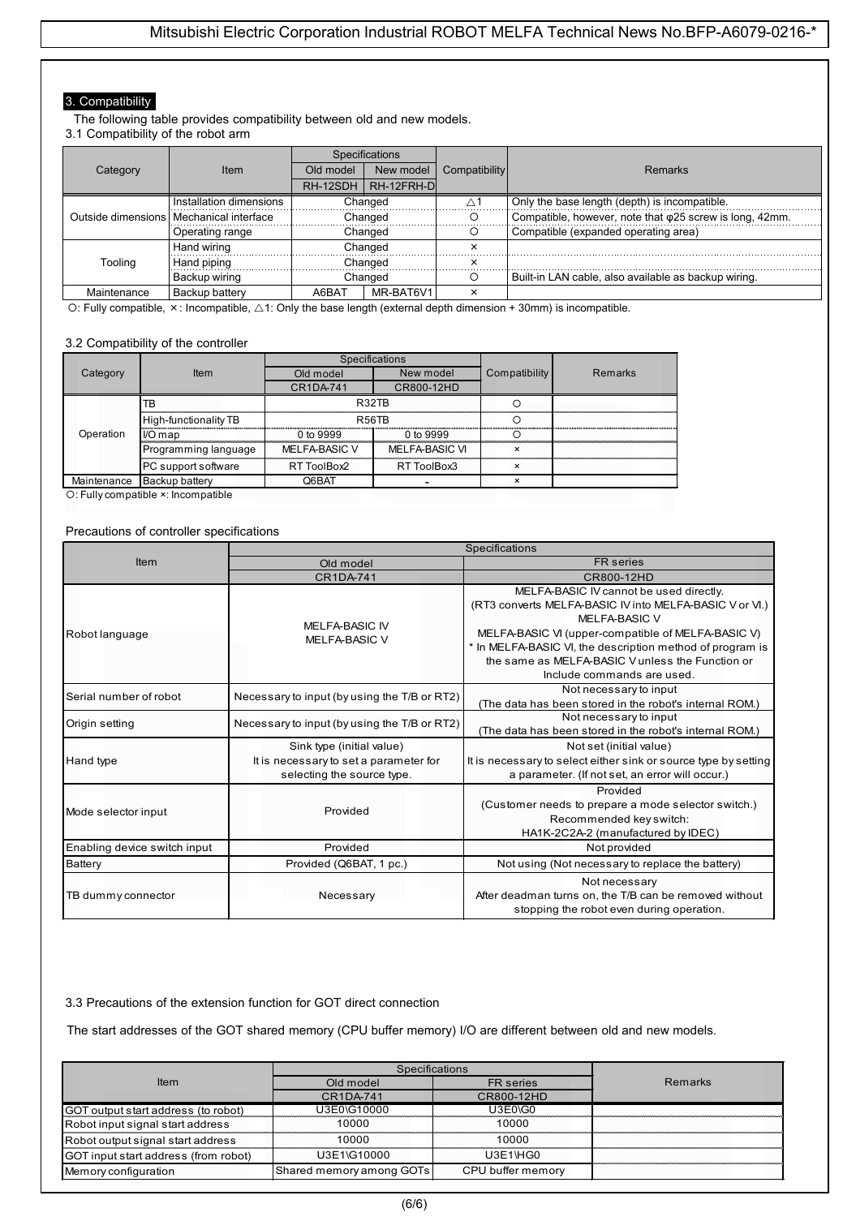## 3. Compatibility

The following table provides compatibility between old and new models.

### 3.1 Compatibility of the robot arm

| Category | Item | Specifications | | Compatibility | Remarks |
|---|---|---|---|---|---|
| | | Old model | New model | | |
| | | RH-12SDH | RH-12FRH-D | | |
| Outside dimensions | Installation dimensions | Changed | | △1 | Only the base length (depth) is incompatible. |
| | Mechanical interface | Changed | | ○ | Compatible, however, note that φ25 screw is long, 42mm. |
| | Operating range | Changed | | ○ | Compatible (expanded operating area) |
| Tooling | Hand wiring | Changed | | × | |
| | Hand piping | Changed | | × | |
| | Backup wiring | Changed | | ○ | Built-in LAN cable, also available as backup wiring. |
| Maintenance | Backup battery | A6BAT | MR-BAT6V1 | × | |

○: Fully compatible, ×: Incompatible, △1: Only the base length (external depth dimension + 30mm) is incompatible.

### 3.2 Compatibility of the controller

| Category | Item | Specifications | | Compatibility | Remarks |
|---|---|---|---|---|---|
| | | Old model | New model | | |
| | | CR1DA-741 | CR800-12HD | | |
| Operation | TB | R32TB | | ○ | |
| | High-functionality TB | R56TB | | ○ | |
| | I/O map | 0 to 9999 | 0 to 9999 | ○ | |
| | Programming language | MELFA-BASIC V | MELFA-BASIC VI | × | |
| | PC support software | RT ToolBox2 | RT ToolBox3 | × | |
| Maintenance | Backup battery | Q6BAT | - | × | |

○: Fully compatible ×: Incompatible

Precautions of controller specifications

| Item | Specifications | |
|---|---|---|
| | Old model | FR series |
| | CR1DA-741 | CR800-12HD |
| Robot language | MELFA-BASIC IV<br>MELFA-BASIC V | MELFA-BASIC IV cannot be used directly.<br>(RT3 converts MELFA-BASIC IV into MELFA-BASIC V or VI.)<br>MELFA-BASIC V<br>MELFA-BASIC VI (upper-compatible of MELFA-BASIC V)<br>* In MELFA-BASIC VI, the description method of program is the same as MELFA-BASIC V unless the Function or Include commands are used. |
| Serial number of robot | Necessary to input (by using the T/B or RT2) | Not necessary to input<br>(The data has been stored in the robot's internal ROM.) |
| Origin setting | Necessary to input (by using the T/B or RT2) | Not necessary to input<br>(The data has been stored in the robot's internal ROM.) |
| Hand type | Sink type (initial value)<br>It is necessary to set a parameter for selecting the source type. | Not set (initial value)<br>It is necessary to select either sink or source type by setting a parameter. (If not set, an error will occur.) |
| Mode selector input | Provided | Provided<br>(Customer needs to prepare a mode selector switch.)<br>Recommended key switch:<br>HA1K-2C2A-2 (manufactured by IDEC) |
| Enabling device switch input | Provided | Not provided |
| Battery | Provided (Q6BAT, 1 pc.) | Not using (Not necessary to replace the battery) |
| TB dummy connector | Necessary | Not necessary<br>After deadman turns on, the T/B can be removed without stopping the robot even during operation. |

### 3.3 Precautions of the extension function for GOT direct connection

The start addresses of the GOT shared memory (CPU buffer memory) I/O are different between old and new models.

| Item | Specifications | | Remarks |
|---|---|---|---|
| | Old model | FR series | |
| | CR1DA-741 | CR800-12HD | |
| GOT output start address (to robot) | U3E0\G10000 | U3E0\G0 | |
| Robot input signal start address | 10000 | 10000 | |
| Robot output signal start address | 10000 | 10000 | |
| GOT input start address (from robot) | U3E1\G10000 | U3E1\HG0 | |
| Memory configuration | Shared memory among GOTs | CPU buffer memory | |